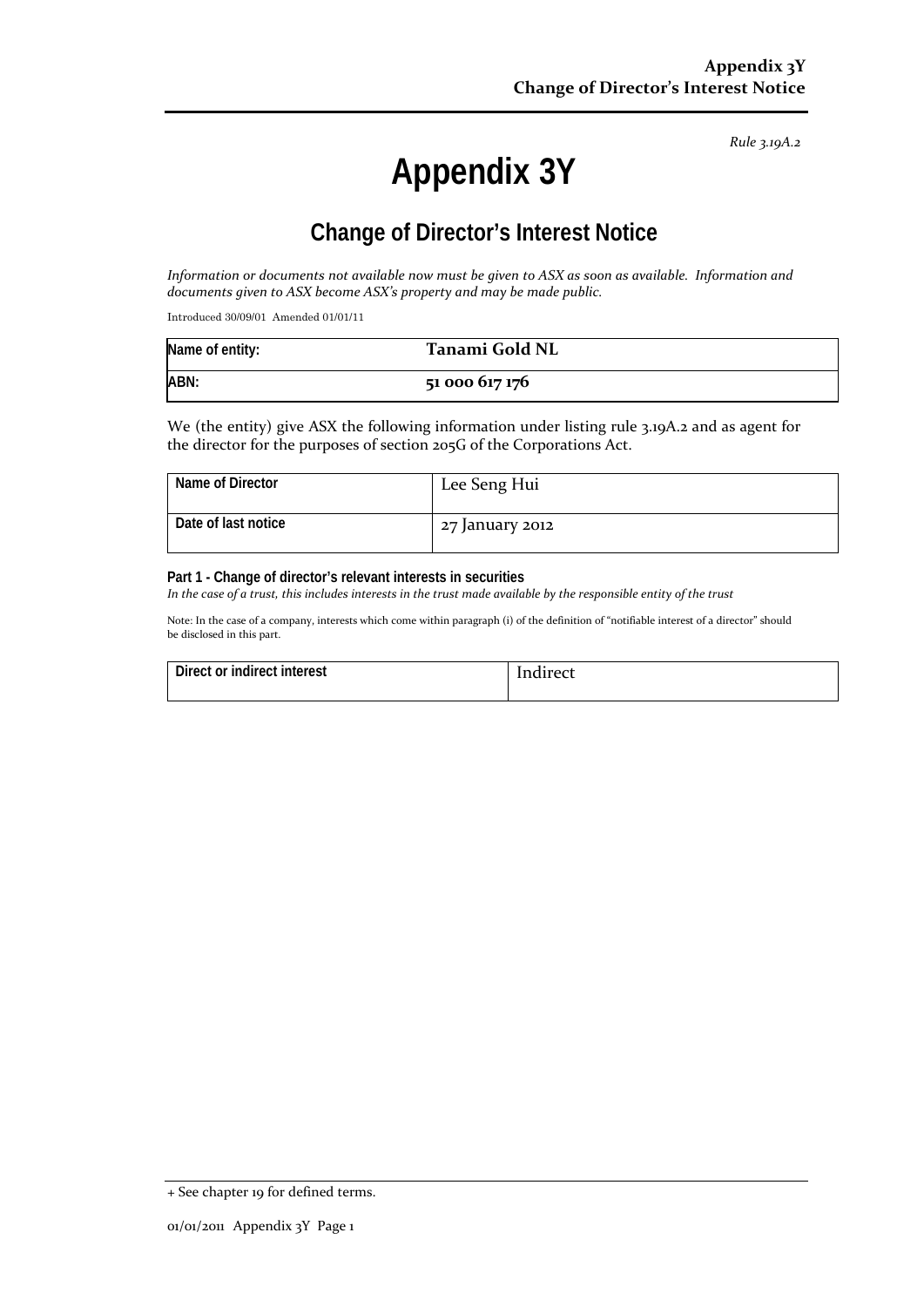*Rule 3.19A.2*

# Appendix 3Y

## Change of Director's Interest Notice

*Information or documents not available now must be given to ASX as soon as available. Information and documents given to ASX become ASX's property and may be made public.*

Introduced 30/09/01 Amended 01/01/11

| Name of entity: | **Tanami Gold NL** |
|---|---|
| ABN: | **51 000 617 176** |

We (the entity) give ASX the following information under listing rule 3.19A.2 and as agent for the director for the purposes of section 205G of the Corporations Act.

| Name of Director | Lee Seng Hui |
|---|---|
| Date of last notice | 27 January 2012 |

**Part 1 - Change of director's relevant interests in securities**

*In the case of a trust, this includes interests in the trust made available by the responsible entity of the trust*

Note: In the case of a company, interests which come within paragraph (i) of the definition of "notifiable interest of a director" should be disclosed in this part.

| Direct or indirect interest | Indirect |
|---|---|

+ See chapter 19 for defined terms.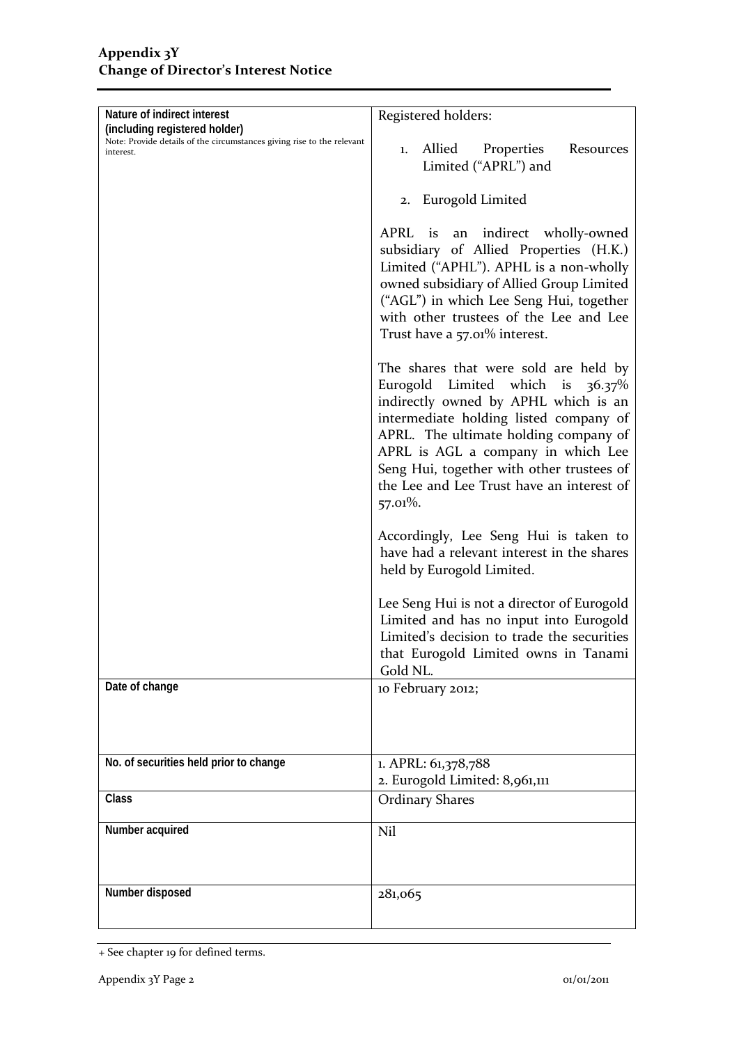| | |
|---|---|
| **Nature of indirect interest (including registered holder)**<br>Note: Provide details of the circumstances giving rise to the relevant interest. | Registered holders:<br><br>1. Allied Properties Resources Limited ("APRL") and<br>2. Eurogold Limited<br><br>APRL is an indirect wholly-owned subsidiary of Allied Properties (H.K.) Limited ("APHL"). APHL is a non-wholly owned subsidiary of Allied Group Limited ("AGL") in which Lee Seng Hui, together with other trustees of the Lee and Lee Trust have a 57.01% interest.<br><br>The shares that were sold are held by Eurogold Limited which is 36.37% indirectly owned by APHL which is an intermediate holding listed company of APRL. The ultimate holding company of APRL is AGL a company in which Lee Seng Hui, together with other trustees of the Lee and Lee Trust have an interest of 57.01%.<br><br>Accordingly, Lee Seng Hui is taken to have had a relevant interest in the shares held by Eurogold Limited.<br><br>Lee Seng Hui is not a director of Eurogold Limited and has no input into Eurogold Limited's decision to trade the securities that Eurogold Limited owns in Tanami Gold NL. |
| **Date of change** | 10 February 2012; |
| **No. of securities held prior to change** | 1. APRL: 61,378,788<br>2. Eurogold Limited: 8,961,111 |
| **Class** | Ordinary Shares |
| **Number acquired** | Nil |
| **Number disposed** | 281,065 |

+ See chapter 19 for defined terms.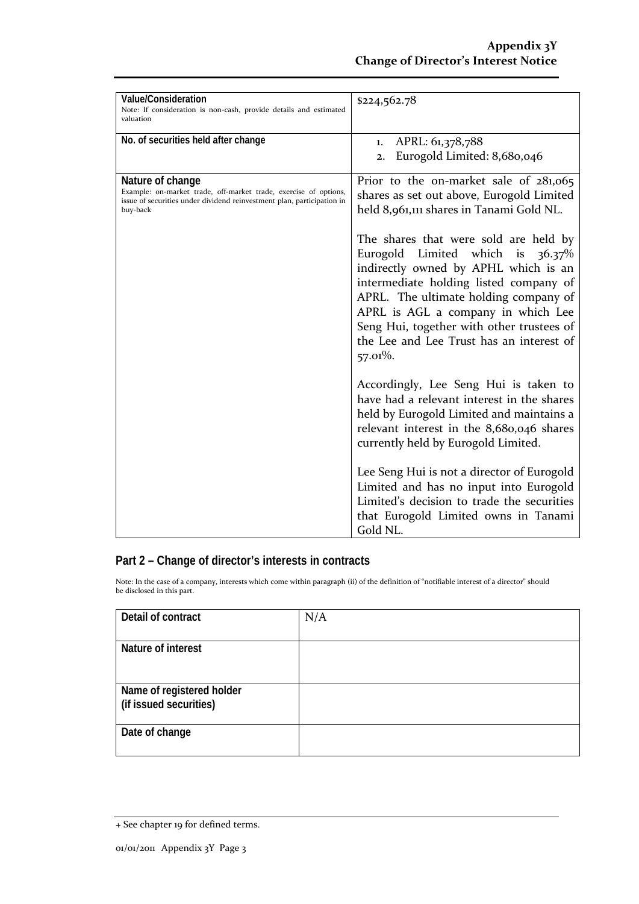| Value/Consideration<br>Note: If consideration is non-cash, provide details and estimated valuation | $224,562.78 |
|---|---|
| No. of securities held after change | 1. APRL: 61,378,788<br>2. Eurogold Limited: 8,680,046 |
| Nature of change<br>Example: on-market trade, off-market trade, exercise of options, issue of securities under dividend reinvestment plan, participation in buy-back | Prior to the on-market sale of 281,065 shares as set out above, Eurogold Limited held 8,961,111 shares in Tanami Gold NL.<br><br>The shares that were sold are held by Eurogold Limited which is 36.37% indirectly owned by APHL which is an intermediate holding listed company of APRL. The ultimate holding company of APRL is AGL a company in which Lee Seng Hui, together with other trustees of the Lee and Lee Trust has an interest of 57.01%.<br><br>Accordingly, Lee Seng Hui is taken to have had a relevant interest in the shares held by Eurogold Limited and maintains a relevant interest in the 8,680,046 shares currently held by Eurogold Limited.<br><br>Lee Seng Hui is not a director of Eurogold Limited and has no input into Eurogold Limited's decision to trade the securities that Eurogold Limited owns in Tanami Gold NL. |

## Part 2 – Change of director's interests in contracts

Note: In the case of a company, interests which come within paragraph (ii) of the definition of "notifiable interest of a director" should be disclosed in this part.

| Detail of contract | N/A |
|---|---|
| Nature of interest | |
| Name of registered holder (if issued securities) | |
| Date of change | |

+ See chapter 19 for defined terms.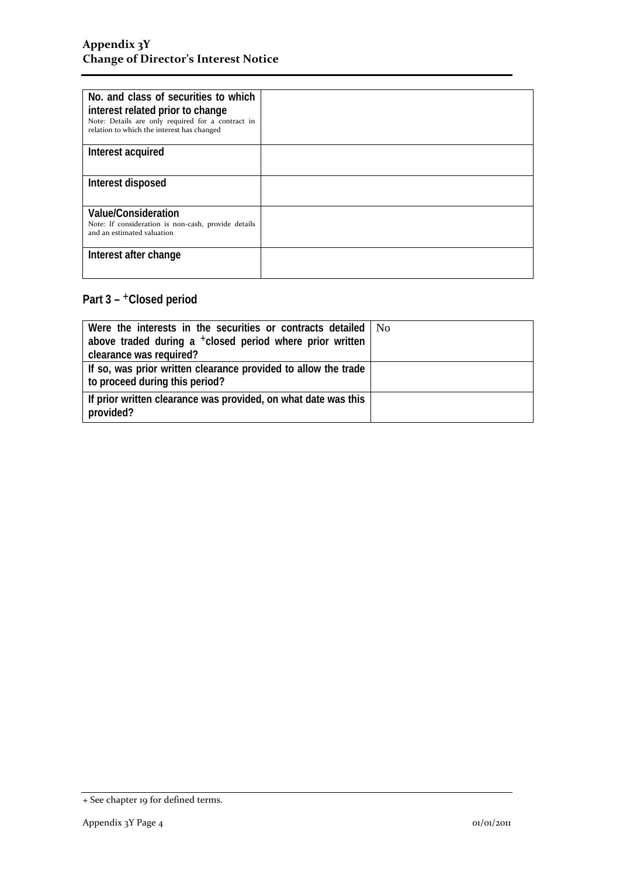| | |
|---|---|
| **No. and class of securities to which interest related prior to change**<br>Note: Details are only required for a contract in relation to which the interest has changed | |
| **Interest acquired** | |
| **Interest disposed** | |
| **Value/Consideration**<br>Note: If consideration is non-cash, provide details and an estimated valuation | |
| **Interest after change** | |

## Part 3 – +Closed period

| | |
|---|---|
| **Were the interests in the securities or contracts detailed above traded during a +closed period where prior written clearance was required?** | No |
| **If so, was prior written clearance provided to allow the trade to proceed during this period?** | |
| **If prior written clearance was provided, on what date was this provided?** | |

+ See chapter 19 for defined terms.